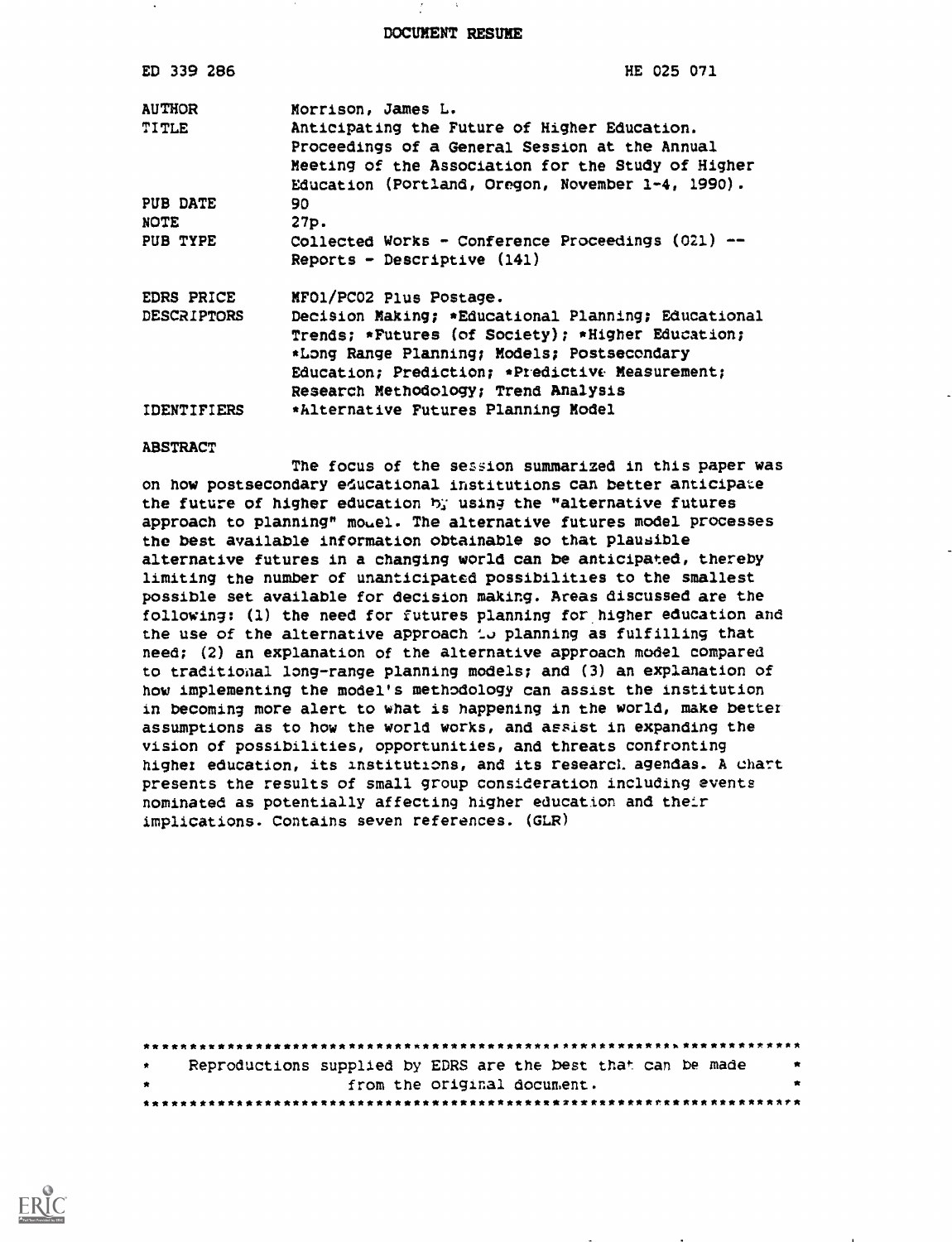# DOCUMENT RESUME

| | |
|---|---|
| ED 339 286 | HE 025 071 |
| AUTHOR | Morrison, James L. |
| TITLE | Anticipating the Future of Higher Education. Proceedings of a General Session at the Annual Meeting of the Association for the Study of Higher Education (Portland, Oregon, November 1-4, 1990). |
| PUB DATE | 90 |
| NOTE | 27p. |
| PUB TYPE | Collected Works - Conference Proceedings (021) -- Reports - Descriptive (141) |
| EDRS PRICE | MF01/PC02 Plus Postage. |
| DESCRIPTORS | Decision Making; *Educational Planning; Educational Trends; *Futures (of Society); *Higher Education; *Long Range Planning; Models; Postsecondary Education; Prediction; *Predictive Measurement; Research Methodology; Trend Analysis |
| IDENTIFIERS | *Alternative Futures Planning Model |

## ABSTRACT

The focus of the session summarized in this paper was on how postsecondary educational institutions can better anticipate the future of higher education by using the "alternative futures approach to planning" model. The alternative futures model processes the best available information obtainable so that plausible alternative futures in a changing world can be anticipated, thereby limiting the number of unanticipated possibilities to the smallest possible set available for decision making. Areas discussed are the following: (1) the need for futures planning for higher education and the use of the alternative approach to planning as fulfilling that need; (2) an explanation of the alternative approach model compared to traditional long-range planning models; and (3) an explanation of how implementing the model's methodology can assist the institution in becoming more alert to what is happening in the world, make better assumptions as to how the world works, and assist in expanding the vision of possibilities, opportunities, and threats confronting higher education, its institutions, and its research agendas. A chart presents the results of small group consideration including events nominated as potentially affecting higher education and their implications. Contains seven references. (GLR)

---

Reproductions supplied by EDRS are the best that can be made from the original document.

---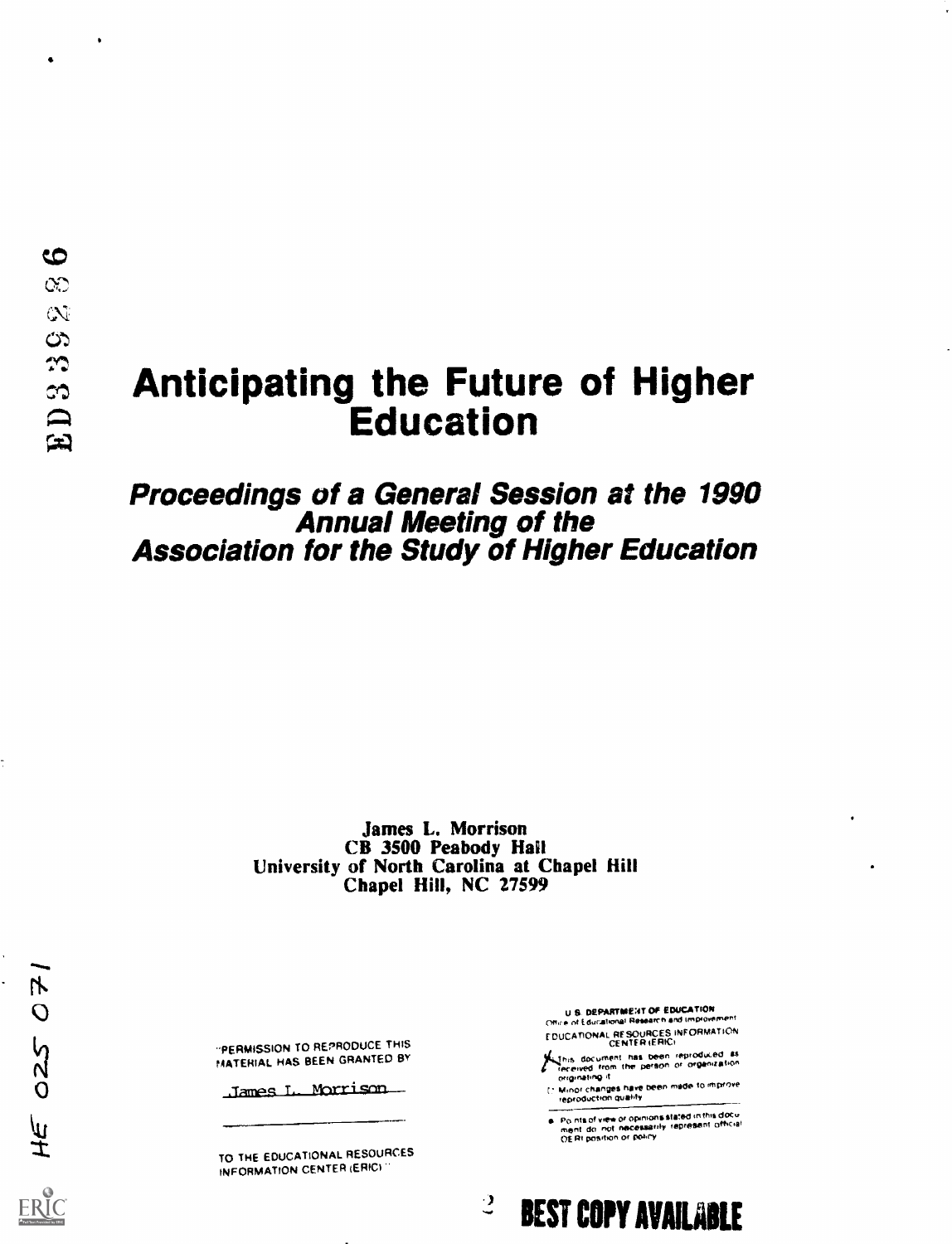# Anticipating the Future of Higher Education

## *Proceedings of a General Session at the 1990 Annual Meeting of the Association for the Study of Higher Education*

**James L. Morrison**
**CB 3500 Peabody Hall**
**University of North Carolina at Chapel Hill**
**Chapel Hill, NC 27599**

"PERMISSION TO REPRODUCE THIS MATERIAL HAS BEEN GRANTED BY

James L. Morrison

TO THE EDUCATIONAL RESOURCES INFORMATION CENTER (ERIC)."

U.S. DEPARTMENT OF EDUCATION
Office of Educational Research and Improvement
EDUCATIONAL RESOURCES INFORMATION CENTER (ERIC)

- This document has been reproduced as received from the person or organization originating it.
- Minor changes have been made to improve reproduction quality.
- Points of view or opinions stated in this document do not necessarily represent official OERI position or policy.

ED339286

HE 025 071

BEST COPY AVAILABLE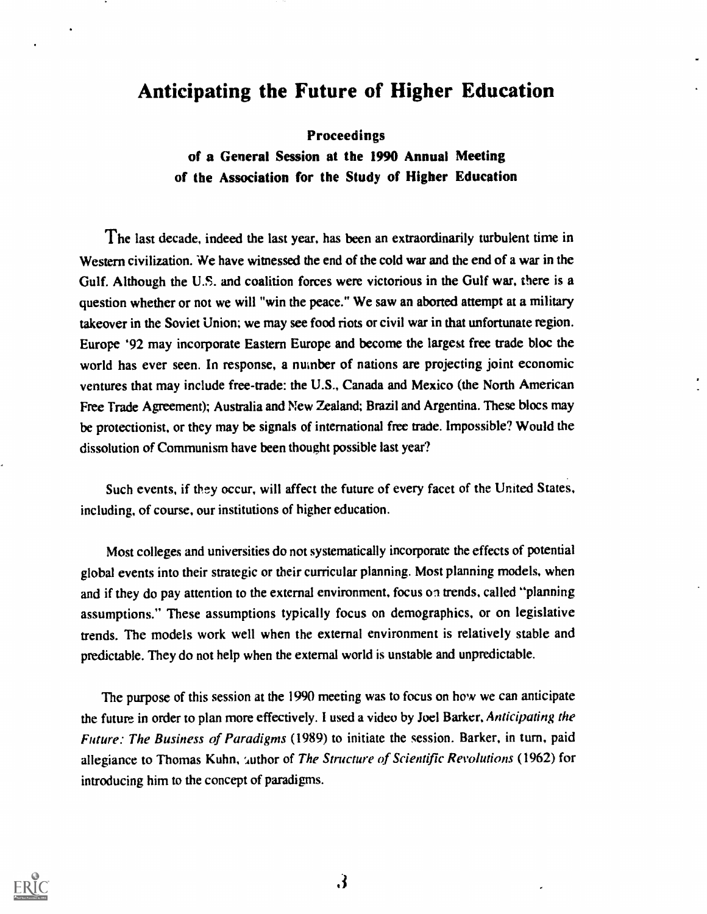# Anticipating the Future of Higher Education

**Proceedings**

**of a General Session at the 1990 Annual Meeting of the Association for the Study of Higher Education**

The last decade, indeed the last year, has been an extraordinarily turbulent time in Western civilization. We have witnessed the end of the cold war and the end of a war in the Gulf. Although the U.S. and coalition forces were victorious in the Gulf war, there is a question whether or not we will "win the peace." We saw an aborted attempt at a military takeover in the Soviet Union; we may see food riots or civil war in that unfortunate region. Europe '92 may incorporate Eastern Europe and become the largest free trade bloc the world has ever seen. In response, a number of nations are projecting joint economic ventures that may include free-trade: the U.S., Canada and Mexico (the North American Free Trade Agreement); Australia and New Zealand; Brazil and Argentina. These blocs may be protectionist, or they may be signals of international free trade. Impossible? Would the dissolution of Communism have been thought possible last year?

Such events, if they occur, will affect the future of every facet of the United States, including, of course, our institutions of higher education.

Most colleges and universities do not systematically incorporate the effects of potential global events into their strategic or their curricular planning. Most planning models, when and if they do pay attention to the external environment, focus on trends, called "planning assumptions." These assumptions typically focus on demographics, or on legislative trends. The models work well when the external environment is relatively stable and predictable. They do not help when the external world is unstable and unpredictable.

The purpose of this session at the 1990 meeting was to focus on how we can anticipate the future in order to plan more effectively. I used a video by Joel Barker, *Anticipating the Future: The Business of Paradigms* (1989) to initiate the session. Barker, in turn, paid allegiance to Thomas Kuhn, author of *The Structure of Scientific Revolutions* (1962) for introducing him to the concept of paradigms.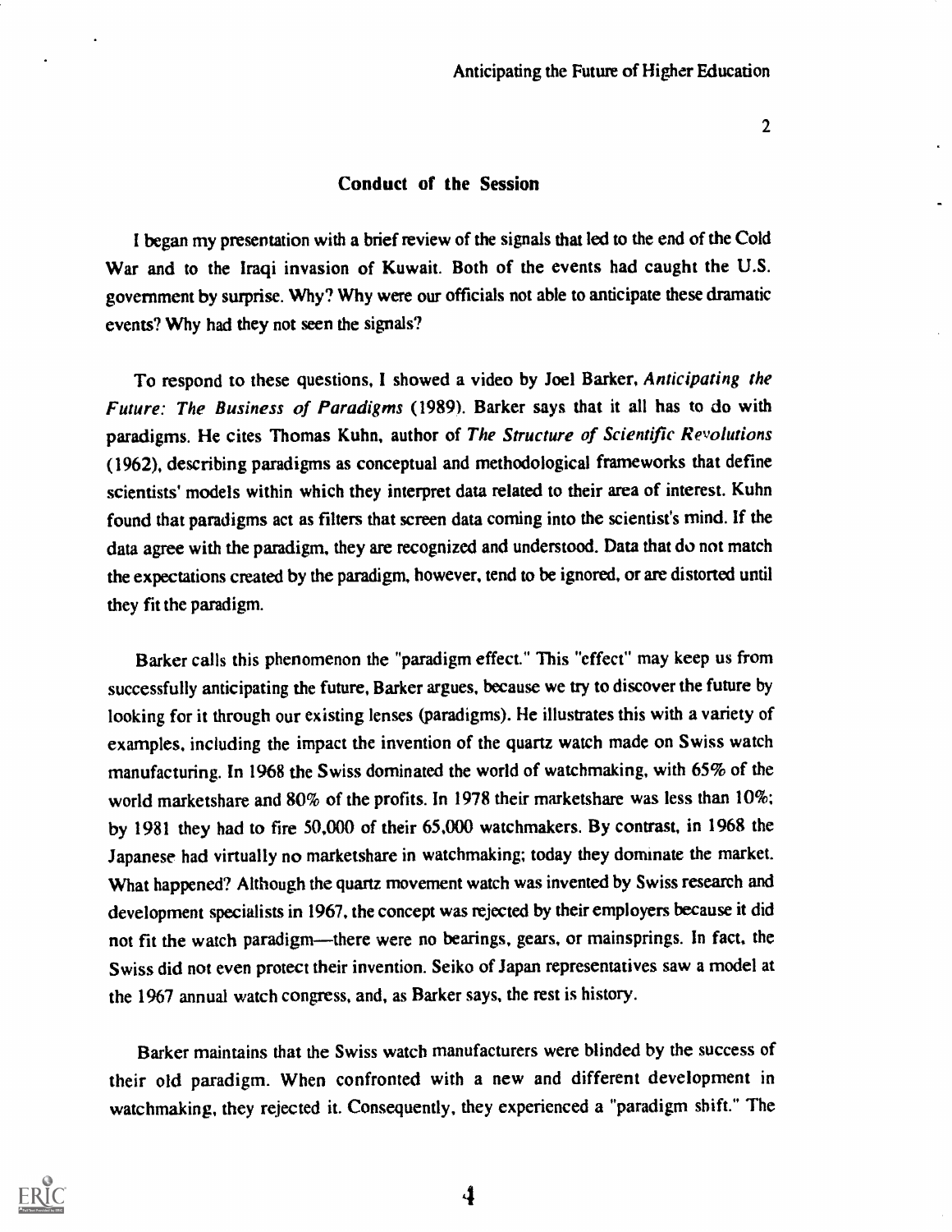## Conduct of the Session

I began my presentation with a brief review of the signals that led to the end of the Cold War and to the Iraqi invasion of Kuwait. Both of the events had caught the U.S. government by surprise. Why? Why were our officials not able to anticipate these dramatic events? Why had they not seen the signals?

To respond to these questions, I showed a video by Joel Barker, *Anticipating the Future: The Business of Paradigms* (1989). Barker says that it all has to do with paradigms. He cites Thomas Kuhn, author of *The Structure of Scientific Revolutions* (1962), describing paradigms as conceptual and methodological frameworks that define scientists' models within which they interpret data related to their area of interest. Kuhn found that paradigms act as filters that screen data coming into the scientist's mind. If the data agree with the paradigm, they are recognized and understood. Data that do not match the expectations created by the paradigm, however, tend to be ignored, or are distorted until they fit the paradigm.

Barker calls this phenomenon the "paradigm effect." This "effect" may keep us from successfully anticipating the future, Barker argues, because we try to discover the future by looking for it through our existing lenses (paradigms). He illustrates this with a variety of examples, including the impact the invention of the quartz watch made on Swiss watch manufacturing. In 1968 the Swiss dominated the world of watchmaking, with 65% of the world marketshare and 80% of the profits. In 1978 their marketshare was less than 10%; by 1981 they had to fire 50,000 of their 65,000 watchmakers. By contrast, in 1968 the Japanese had virtually no marketshare in watchmaking; today they dominate the market. What happened? Although the quartz movement watch was invented by Swiss research and development specialists in 1967, the concept was rejected by their employers because it did not fit the watch paradigm—there were no bearings, gears, or mainsprings. In fact, the Swiss did not even protect their invention. Seiko of Japan representatives saw a model at the 1967 annual watch congress, and, as Barker says, the rest is history.

Barker maintains that the Swiss watch manufacturers were blinded by the success of their old paradigm. When confronted with a new and different development in watchmaking, they rejected it. Consequently, they experienced a "paradigm shift." The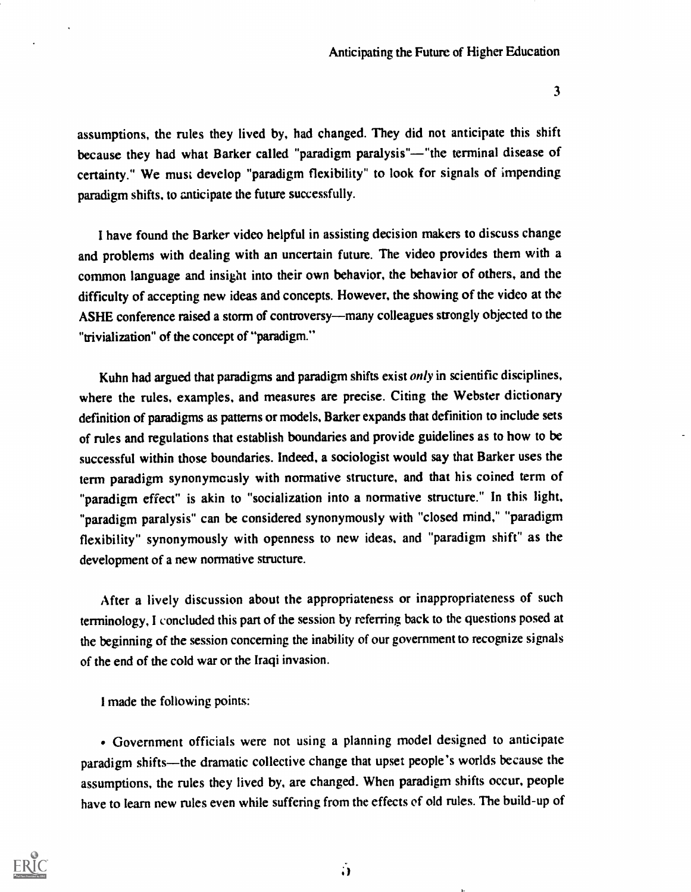assumptions, the rules they lived by, had changed. They did not anticipate this shift because they had what Barker called "paradigm paralysis"—"the terminal disease of certainty." We must develop "paradigm flexibility" to look for signals of impending paradigm shifts, to anticipate the future successfully.

I have found the Barker video helpful in assisting decision makers to discuss change and problems with dealing with an uncertain future. The video provides them with a common language and insight into their own behavior, the behavior of others, and the difficulty of accepting new ideas and concepts. However, the showing of the video at the ASHE conference raised a storm of controversy—many colleagues strongly objected to the "trivialization" of the concept of "paradigm."

Kuhn had argued that paradigms and paradigm shifts exist *only* in scientific disciplines, where the rules, examples, and measures are precise. Citing the Webster dictionary definition of paradigms as patterns or models, Barker expands that definition to include sets of rules and regulations that establish boundaries and provide guidelines as to how to be successful within those boundaries. Indeed, a sociologist would say that Barker uses the term paradigm synonymously with normative structure, and that his coined term of "paradigm effect" is akin to "socialization into a normative structure." In this light, "paradigm paralysis" can be considered synonymously with "closed mind," "paradigm flexibility" synonymously with openness to new ideas, and "paradigm shift" as the development of a new normative structure.

After a lively discussion about the appropriateness or inappropriateness of such terminology, I concluded this part of the session by referring back to the questions posed at the beginning of the session concerning the inability of our government to recognize signals of the end of the cold war or the Iraqi invasion.

I made the following points:

- Government officials were not using a planning model designed to anticipate paradigm shifts—the dramatic collective change that upset people's worlds because the assumptions, the rules they lived by, are changed. When paradigm shifts occur, people have to learn new rules even while suffering from the effects of old rules. The build-up of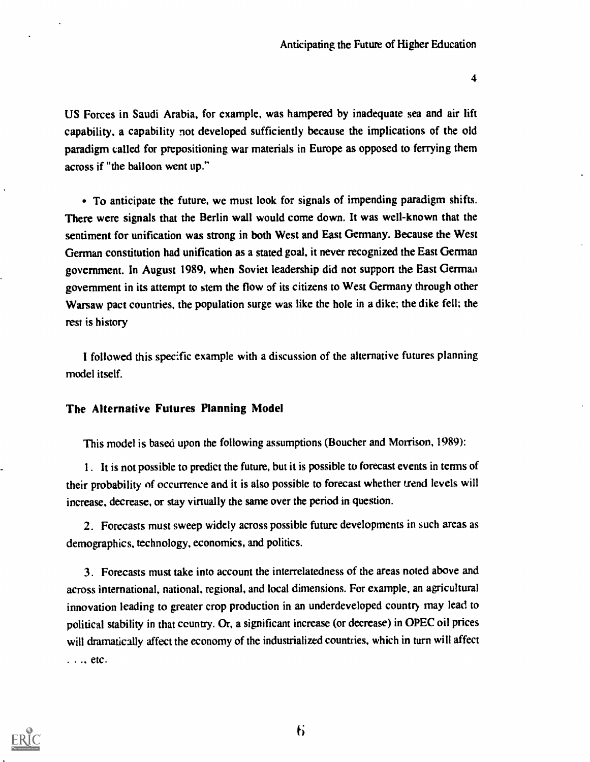US Forces in Saudi Arabia, for example, was hampered by inadequate sea and air lift capability, a capability not developed sufficiently because the implications of the old paradigm called for prepositioning war materials in Europe as opposed to ferrying them across if "the balloon went up."

• To anticipate the future, we must look for signals of impending paradigm shifts. There were signals that the Berlin wall would come down. It was well-known that the sentiment for unification was strong in both West and East Germany. Because the West German constitution had unification as a stated goal, it never recognized the East German government. In August 1989, when Soviet leadership did not support the East German government in its attempt to stem the flow of its citizens to West Germany through other Warsaw pact countries, the population surge was like the hole in a dike; the dike fell; the rest is history

I followed this specific example with a discussion of the alternative futures planning model itself.

## The Alternative Futures Planning Model

This model is based upon the following assumptions (Boucher and Morrison, 1989):

1. It is not possible to predict the future, but it is possible to forecast events in terms of their probability of occurrence and it is also possible to forecast whether trend levels will increase, decrease, or stay virtually the same over the period in question.

2. Forecasts must sweep widely across possible future developments in such areas as demographics, technology, economics, and politics.

3. Forecasts must take into account the interrelatedness of the areas noted above and across international, national, regional, and local dimensions. For example, an agricultural innovation leading to greater crop production in an underdeveloped country may lead to political stability in that country. Or, a significant increase (or decrease) in OPEC oil prices will dramatically affect the economy of the industrialized countries, which in turn will affect . . ., etc.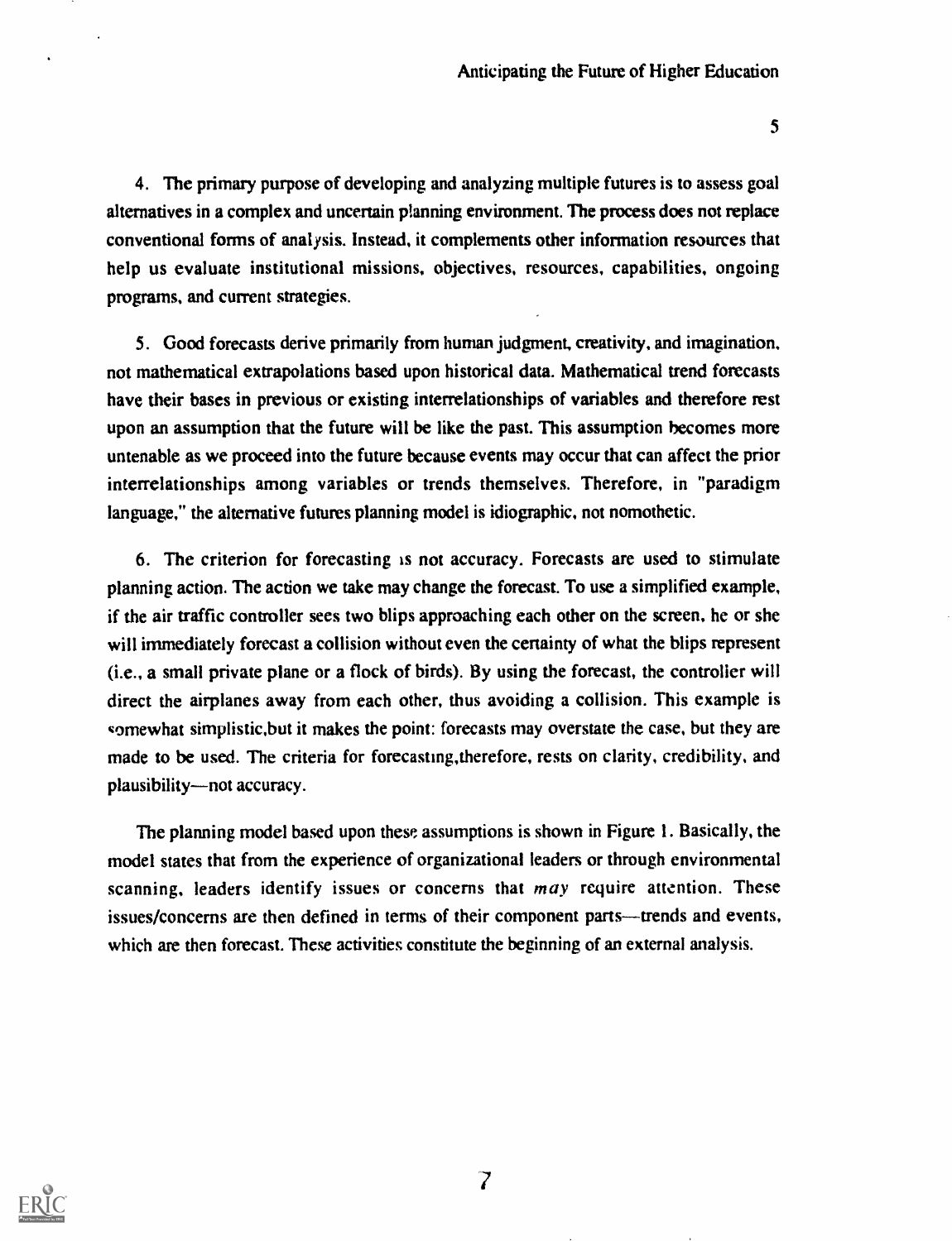4. The primary purpose of developing and analyzing multiple futures is to assess goal alternatives in a complex and uncertain planning environment. The process does not replace conventional forms of analysis. Instead, it complements other information resources that help us evaluate institutional missions, objectives, resources, capabilities, ongoing programs, and current strategies.

5. Good forecasts derive primarily from human judgment, creativity, and imagination, not mathematical extrapolations based upon historical data. Mathematical trend forecasts have their bases in previous or existing interrelationships of variables and therefore rest upon an assumption that the future will be like the past. This assumption becomes more untenable as we proceed into the future because events may occur that can affect the prior interrelationships among variables or trends themselves. Therefore, in "paradigm language," the alternative futures planning model is idiographic, not nomothetic.

6. The criterion for forecasting is not accuracy. Forecasts are used to stimulate planning action. The action we take may change the forecast. To use a simplified example, if the air traffic controller sees two blips approaching each other on the screen, he or she will immediately forecast a collision without even the certainty of what the blips represent (i.e., a small private plane or a flock of birds). By using the forecast, the controller will direct the airplanes away from each other, thus avoiding a collision. This example is somewhat simplistic,but it makes the point: forecasts may overstate the case, but they are made to be used. The criteria for forecasting,therefore, rests on clarity, credibility, and plausibility—not accuracy.

The planning model based upon these assumptions is shown in Figure 1. Basically, the model states that from the experience of organizational leaders or through environmental scanning, leaders identify issues or concerns that *may* require attention. These issues/concerns are then defined in terms of their component parts—trends and events, which are then forecast. These activities constitute the beginning of an external analysis.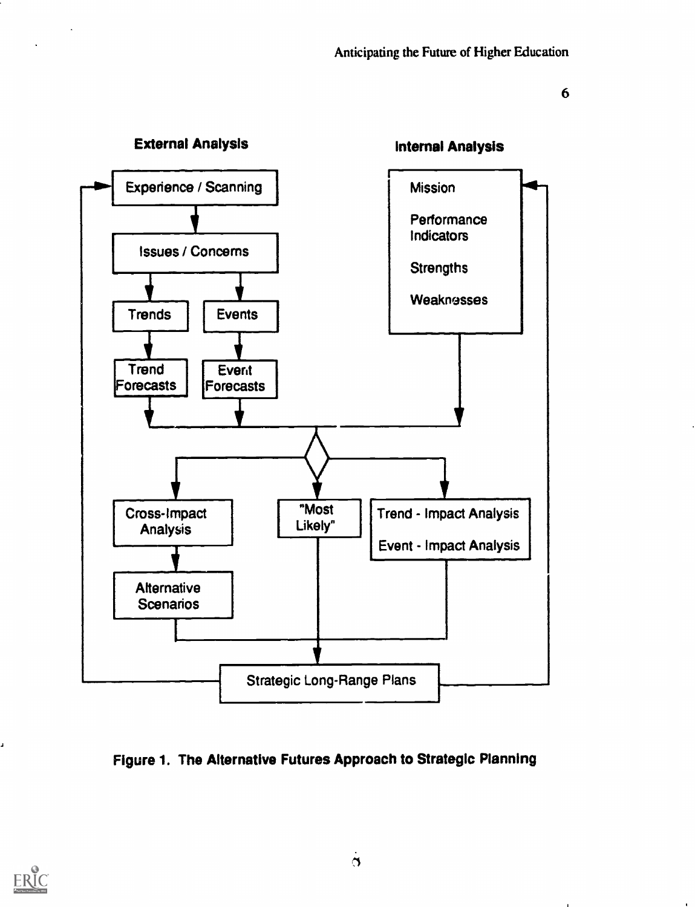External Analysis

Experience / Scanning

Issues / Concerns

Trends

Events

Trend Forecasts

Event Forecasts

Internal Analysis

Mission

Performance Indicators

Strengths

Weaknesses

Cross-Impact Analysis

Alternative Scenarios

"Most Likely"

Trend - Impact Analysis

Event - Impact Analysis

Strategic Long-Range Plans

**Figure 1. The Alternative Futures Approach to Strategic Planning**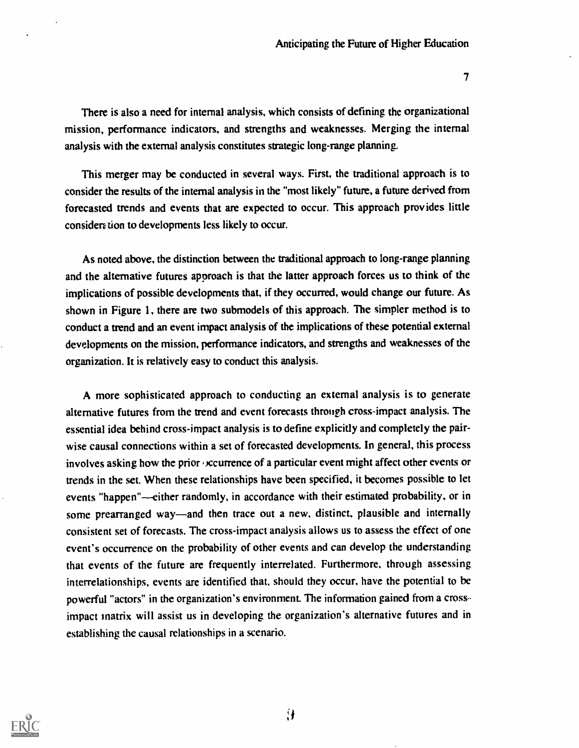There is also a need for internal analysis, which consists of defining the organizational mission, performance indicators, and strengths and weaknesses. Merging the internal analysis with the external analysis constitutes strategic long-range planning.

This merger may be conducted in several ways. First, the traditional approach is to consider the results of the internal analysis in the "most likely" future, a future derived from forecasted trends and events that are expected to occur. This approach provides little consideration to developments less likely to occur.

As noted above, the distinction between the traditional approach to long-range planning and the alternative futures approach is that the latter approach forces us to think of the implications of possible developments that, if they occurred, would change our future. As shown in Figure 1, there are two submodels of this approach. The simpler method is to conduct a trend and an event impact analysis of the implications of these potential external developments on the mission, performance indicators, and strengths and weaknesses of the organization. It is relatively easy to conduct this analysis.

A more sophisticated approach to conducting an external analysis is to generate alternative futures from the trend and event forecasts through cross-impact analysis. The essential idea behind cross-impact analysis is to define explicitly and completely the pair-wise causal connections within a set of forecasted developments. In general, this process involves asking how the prior occurrence of a particular event might affect other events or trends in the set. When these relationships have been specified, it becomes possible to let events "happen"—either randomly, in accordance with their estimated probability, or in some prearranged way—and then trace out a new, distinct, plausible and internally consistent set of forecasts. The cross-impact analysis allows us to assess the effect of one event's occurrence on the probability of other events and can develop the understanding that events of the future are frequently interrelated. Furthermore, through assessing interrelationships, events are identified that, should they occur, have the potential to be powerful "actors" in the organization's environment. The information gained from a cross-impact matrix will assist us in developing the organization's alternative futures and in establishing the causal relationships in a scenario.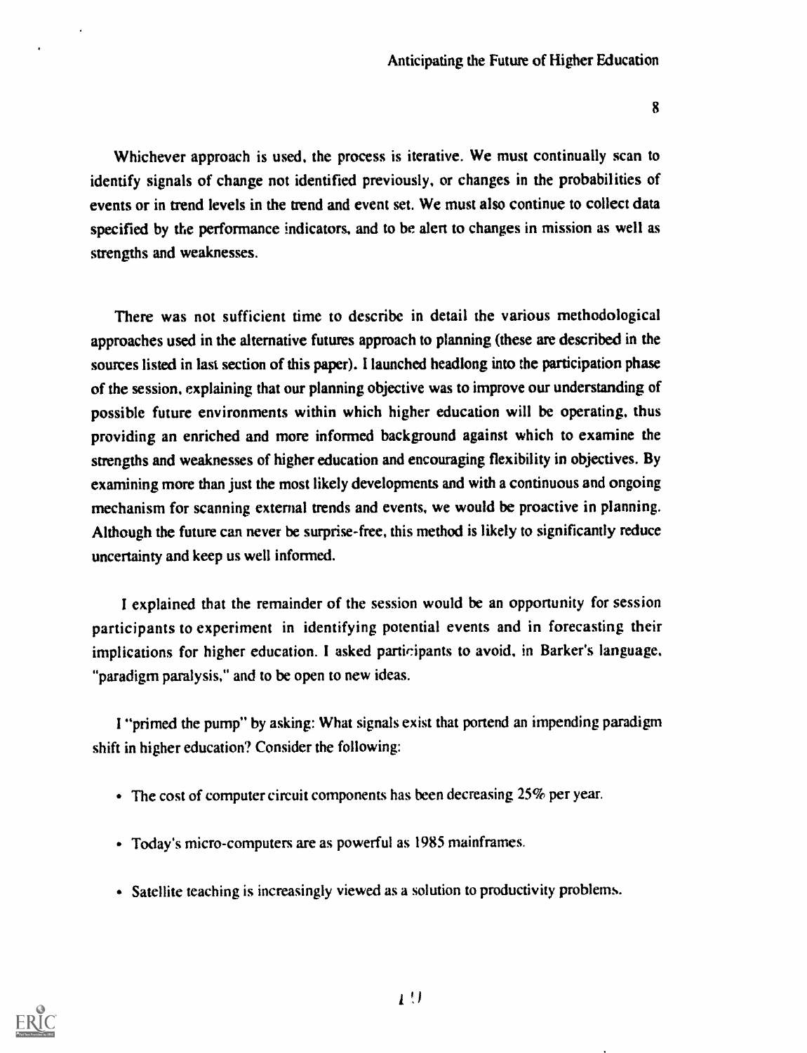Whichever approach is used, the process is iterative. We must continually scan to identify signals of change not identified previously, or changes in the probabilities of events or in trend levels in the trend and event set. We must also continue to collect data specified by the performance indicators, and to be alert to changes in mission as well as strengths and weaknesses.

There was not sufficient time to describe in detail the various methodological approaches used in the alternative futures approach to planning (these are described in the sources listed in last section of this paper). I launched headlong into the participation phase of the session, explaining that our planning objective was to improve our understanding of possible future environments within which higher education will be operating, thus providing an enriched and more informed background against which to examine the strengths and weaknesses of higher education and encouraging flexibility in objectives. By examining more than just the most likely developments and with a continuous and ongoing mechanism for scanning external trends and events, we would be proactive in planning. Although the future can never be surprise-free, this method is likely to significantly reduce uncertainty and keep us well informed.

I explained that the remainder of the session would be an opportunity for session participants to experiment in identifying potential events and in forecasting their implications for higher education. I asked participants to avoid, in Barker's language, "paradigm paralysis," and to be open to new ideas.

I "primed the pump" by asking: What signals exist that portend an impending paradigm shift in higher education? Consider the following:

- The cost of computer circuit components has been decreasing 25% per year.
- Today's micro-computers are as powerful as 1985 mainframes.
- Satellite teaching is increasingly viewed as a solution to productivity problems.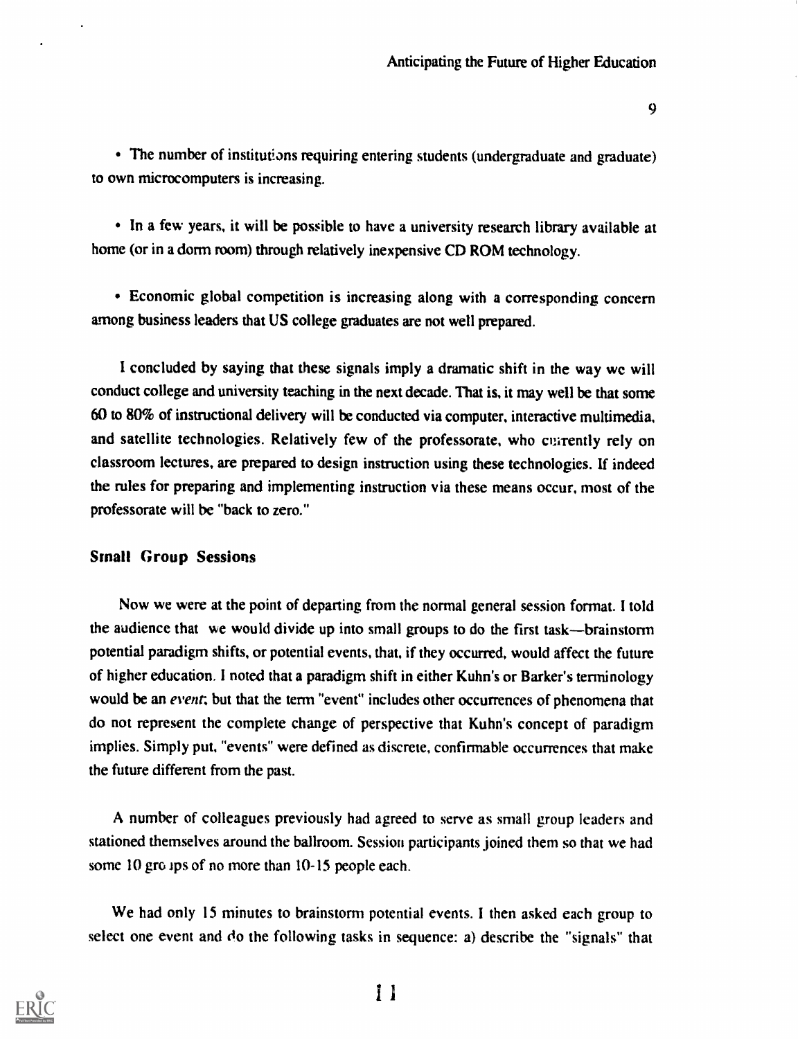- The number of institutions requiring entering students (undergraduate and graduate) to own microcomputers is increasing.

- In a few years, it will be possible to have a university research library available at home (or in a dorm room) through relatively inexpensive CD ROM technology.

- Economic global competition is increasing along with a corresponding concern among business leaders that US college graduates are not well prepared.

I concluded by saying that these signals imply a dramatic shift in the way we will conduct college and university teaching in the next decade. That is, it may well be that some 60 to 80% of instructional delivery will be conducted via computer, interactive multimedia, and satellite technologies. Relatively few of the professorate, who currently rely on classroom lectures, are prepared to design instruction using these technologies. If indeed the rules for preparing and implementing instruction via these means occur, most of the professorate will be "back to zero."

## Small Group Sessions

Now we were at the point of departing from the normal general session format. I told the audience that we would divide up into small groups to do the first task—brainstorm potential paradigm shifts, or potential events, that, if they occurred, would affect the future of higher education. I noted that a paradigm shift in either Kuhn's or Barker's terminology would be an *event*; but that the term "event" includes other occurrences of phenomena that do not represent the complete change of perspective that Kuhn's concept of paradigm implies. Simply put, "events" were defined as discrete, confirmable occurrences that make the future different from the past.

A number of colleagues previously had agreed to serve as small group leaders and stationed themselves around the ballroom. Session participants joined them so that we had some 10 groups of no more than 10-15 people each.

We had only 15 minutes to brainstorm potential events. I then asked each group to select one event and do the following tasks in sequence: a) describe the "signals" that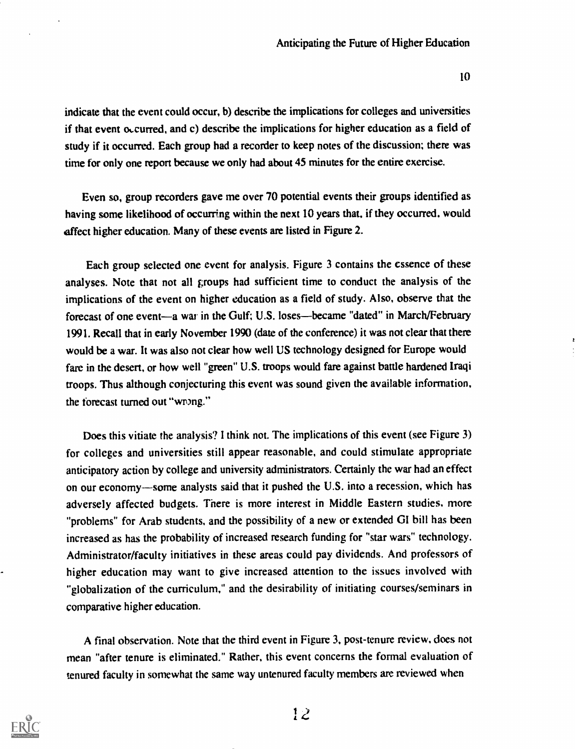indicate that the event could occur, b) describe the implications for colleges and universities if that event occurred, and c) describe the implications for higher education as a field of study if it occurred. Each group had a recorder to keep notes of the discussion; there was time for only one report because we only had about 45 minutes for the entire exercise.

Even so, group recorders gave me over 70 potential events their groups identified as having some likelihood of occurring within the next 10 years that, if they occurred, would affect higher education. Many of these events are listed in Figure 2.

Each group selected one event for analysis. Figure 3 contains the essence of these analyses. Note that not all groups had sufficient time to conduct the analysis of the implications of the event on higher education as a field of study. Also, observe that the forecast of one event—a war in the Gulf; U.S. loses—became "dated" in March/February 1991. Recall that in early November 1990 (date of the conference) it was not clear that there would be a war. It was also not clear how well US technology designed for Europe would fare in the desert, or how well "green" U.S. troops would fare against battle hardened Iraqi troops. Thus although conjecturing this event was sound given the available information, the forecast turned out "wrong."

Does this vitiate the analysis? I think not. The implications of this event (see Figure 3) for colleges and universities still appear reasonable, and could stimulate appropriate anticipatory action by college and university administrators. Certainly the war had an effect on our economy—some analysts said that it pushed the U.S. into a recession, which has adversely affected budgets. There is more interest in Middle Eastern studies, more "problems" for Arab students, and the possibility of a new or extended GI bill has been increased as has the probability of increased research funding for "star wars" technology. Administrator/faculty initiatives in these areas could pay dividends. And professors of higher education may want to give increased attention to the issues involved with "globalization of the curriculum," and the desirability of initiating courses/seminars in comparative higher education.

A final observation. Note that the third event in Figure 3, post-tenure review, does not mean "after tenure is eliminated." Rather, this event concerns the formal evaluation of tenured faculty in somewhat the same way untenured faculty members are reviewed when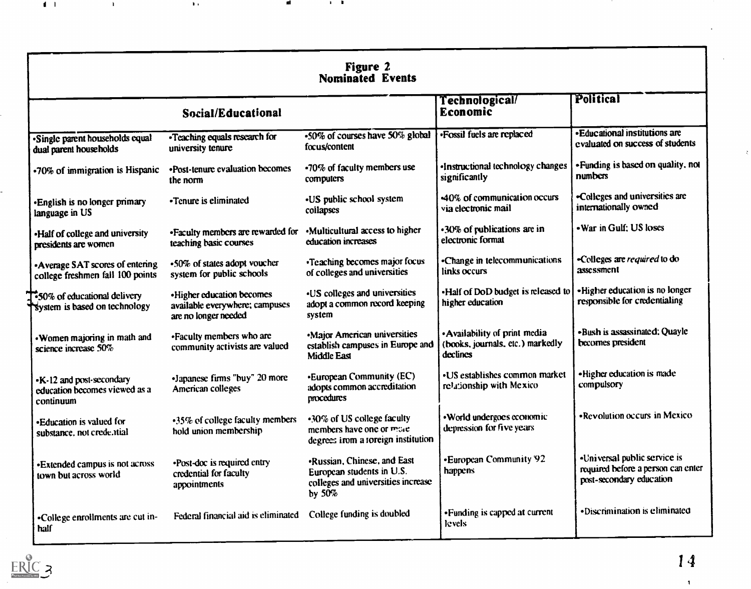# Figure 2
## Nominated Events

| Social/Educational | | | Technological/ Economic | Political |
|---|---|---|---|---|
| •Single parent households equal dual parent households | •Teaching equals research for university tenure | •50% of courses have 50% global focus/content | •Fossil fuels are replaced | •Educational institutions are evaluated on success of students |
| •70% of immigration is Hispanic | •Post-tenure evaluation becomes the norm | •70% of faculty members use computers | •Instructional technology changes significantly | •Funding is based on quality, not numbers |
| •English is no longer primary language in US | •Tenure is eliminated | •US public school system collapses | •40% of communication occurs via electronic mail | •Colleges and universities are internationally owned |
| •Half of college and university presidents are women | •Faculty members are rewarded for teaching basic courses | •Multicultural access to higher education increases | •30% of publications are in electronic format | •War in Gulf; US loses |
| •Average SAT scores of entering college freshmen fall 100 points | •50% of states adopt voucher system for public schools | •Teaching becomes major focus of colleges and universities | •Change in telecommunications links occurs | •Colleges are *required* to do assessment |
| •50% of educational delivery system is based on technology | •Higher education becomes available everywhere; campuses are no longer needed | •US colleges and universities adopt a common record keeping system | •Half of DoD budget is released to higher education | •Higher education is no longer responsible for credentialing |
| •Women majoring in math and science increase 50% | •Faculty members who are community activists are valued | •Major American universities establish campuses in Europe and Middle East | •Availability of print media (books, journals, etc.) markedly declines | •Bush is assassinated; Quayle becomes president |
| •K-12 and post-secondary education becomes viewed as a continuum | •Japanese firms "buy" 20 more American colleges | •European Community (EC) adopts common accreditation procedures | •US establishes common market relationship with Mexico | •Higher education is made compulsory |
| •Education is valued for substance, not credential | •35% of college faculty members hold union membership | •30% of US college faculty members have one or more degrees from a foreign institution | •World undergoes economic depression for five years | •Revolution occurs in Mexico |
| •Extended campus is not across town but across world | •Post-doc is required entry credential for faculty appointments | •Russian, Chinese, and East European students in U.S. colleges and universities increase by 50% | •European Community '92 happens | •Universal public service is required before a person can enter post-secondary education |
| •College enrollments are cut in-half | Federal financial aid is eliminated | College funding is doubled | •Funding is capped at current levels | •Discrimination is eliminated |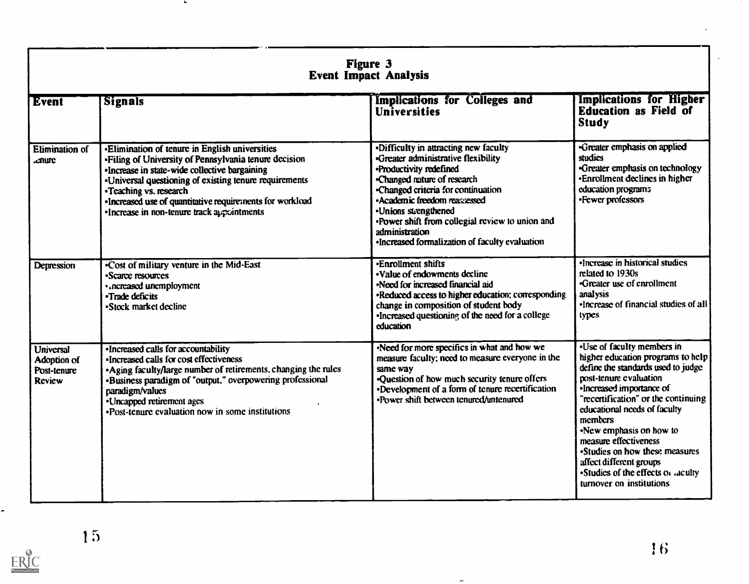## Figure 3
## Event Impact Analysis

| Event | Signals | Implications for Colleges and Universities | Implications for Higher Education as Field of Study |
|---|---|---|---|
| Elimination of tenure | •Elimination of tenure in English universities<br>•Filing of University of Pennsylvania tenure decision<br>•Increase in state-wide collective bargaining<br>•Universal questioning of existing tenure requirements<br>•Teaching vs. research<br>•Increased use of quantitative requirements for workload<br>•Increase in non-tenure track appointments | •Difficulty in attracting new faculty<br>•Greater administrative flexibility<br>•Productivity redefined<br>•Changed nature of research<br>•Changed criteria for continuation<br>•Academic freedom reassessed<br>•Unions strengthened<br>•Power shift from collegial review to union and administration<br>•Increased formalization of faculty evaluation | •Greater emphasis on applied studies<br>•Greater emphasis on technology<br>•Enrollment declines in higher education programs<br>•Fewer professors |
| Depression | •Cost of military venture in the Mid-East<br>•Scarce resources<br>•Increased unemployment<br>•Trade deficits<br>•Stock market decline | •Enrollment shifts<br>•Value of endowments decline<br>•Need for increased financial aid<br>•Reduced access to higher education; corresponding change in composition of student body<br>•Increased questioning of the need for a college education | •Increase in historical studies related to 1930s<br>•Greater use of enrollment analysis<br>•Increase of financial studies of all types |
| Universal Adoption of Post-tenure Review | •Increased calls for accountability<br>•Increased calls for cost effectiveness<br>•Aging faculty/large number of retirements, changing the rules<br>•Business paradigm of "output," overpowering professional paradigm/values<br>•Uncapped retirement ages<br>•Post-tenure evaluation now in some institutions | •Need for more specifics in what and how we measure faculty; need to measure everyone in the same way<br>•Question of how much security tenure offers<br>•Development of a form of tenure recertification<br>•Power shift between tenured/untenured | •Use of faculty members in higher education programs to help define the standards used to judge post-tenure evaluation<br>•Increased importance of "recertification" or the continuing educational needs of faculty members<br>•New emphasis on how to measure effectiveness<br>•Studies on how these measures affect different groups<br>•Studies of the effects of faculty turnover on institutions |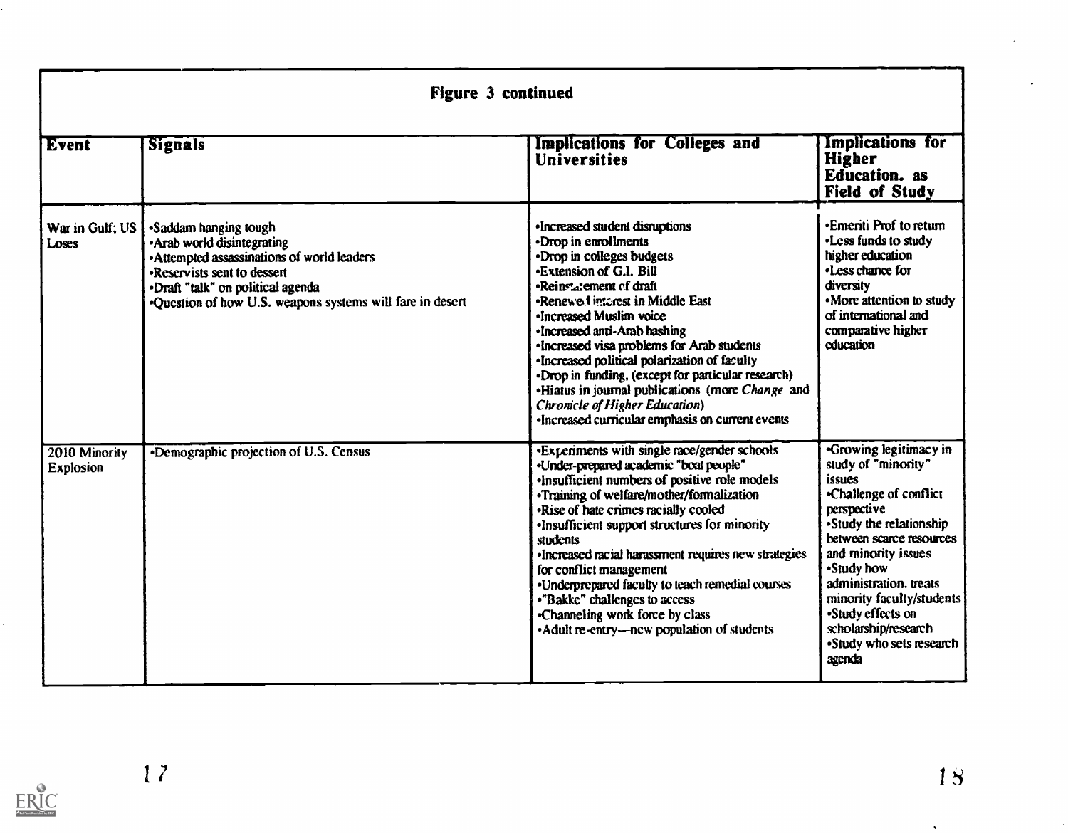**Figure 3 continued**

| Event | Signals | Implications for Colleges and Universities | Implications for Higher Education. as Field of Study |
|---|---|---|---|
| War in Gulf; US Loses | •Saddam hanging tough<br>•Arab world disintegrating<br>•Attempted assassinations of world leaders<br>•Reservists sent to dessert<br>•Draft "talk" on political agenda<br>•Question of how U.S. weapons systems will fare in desert | •Increased student disruptions<br>•Drop in enrollments<br>•Drop in colleges budgets<br>•Extension of G.I. Bill<br>•Reinstatement of draft<br>•Renewed interest in Middle East<br>•Increased Muslim voice<br>•Increased anti-Arab bashing<br>•Increased visa problems for Arab students<br>•Increased political polarization of faculty<br>•Drop in funding, (except for particular research)<br>•Hiatus in journal publications (more *Change* and *Chronicle of Higher Education*)<br>•Increased curricular emphasis on current events | •Emeriti Prof to return<br>•Less funds to study higher education<br>•Less chance for diversity<br>•More attention to study of international and comparative higher education |
| 2010 Minority Explosion | •Demographic projection of U.S. Census | •Experiments with single race/gender schools<br>•Under-prepared academic "boat people"<br>•Insufficient numbers of positive role models<br>•Training of welfare/mother/formalization<br>•Rise of hate crimes racially cooled<br>•Insufficient support structures for minority students<br>•Increased racial harassment requires new strategies for conflict management<br>•Underprepared faculty to teach remedial courses<br>•"Bakke" challenges to access<br>•Channeling work force by class<br>•Adult re-entry—new population of students | •Growing legitimacy in study of "minority" issues<br>•Challenge of conflict perspective<br>•Study the relationship between scarce resources and minority issues<br>•Study how administration. treats minority faculty/students<br>•Study effects on scholarship/research<br>•Study who sets research agenda |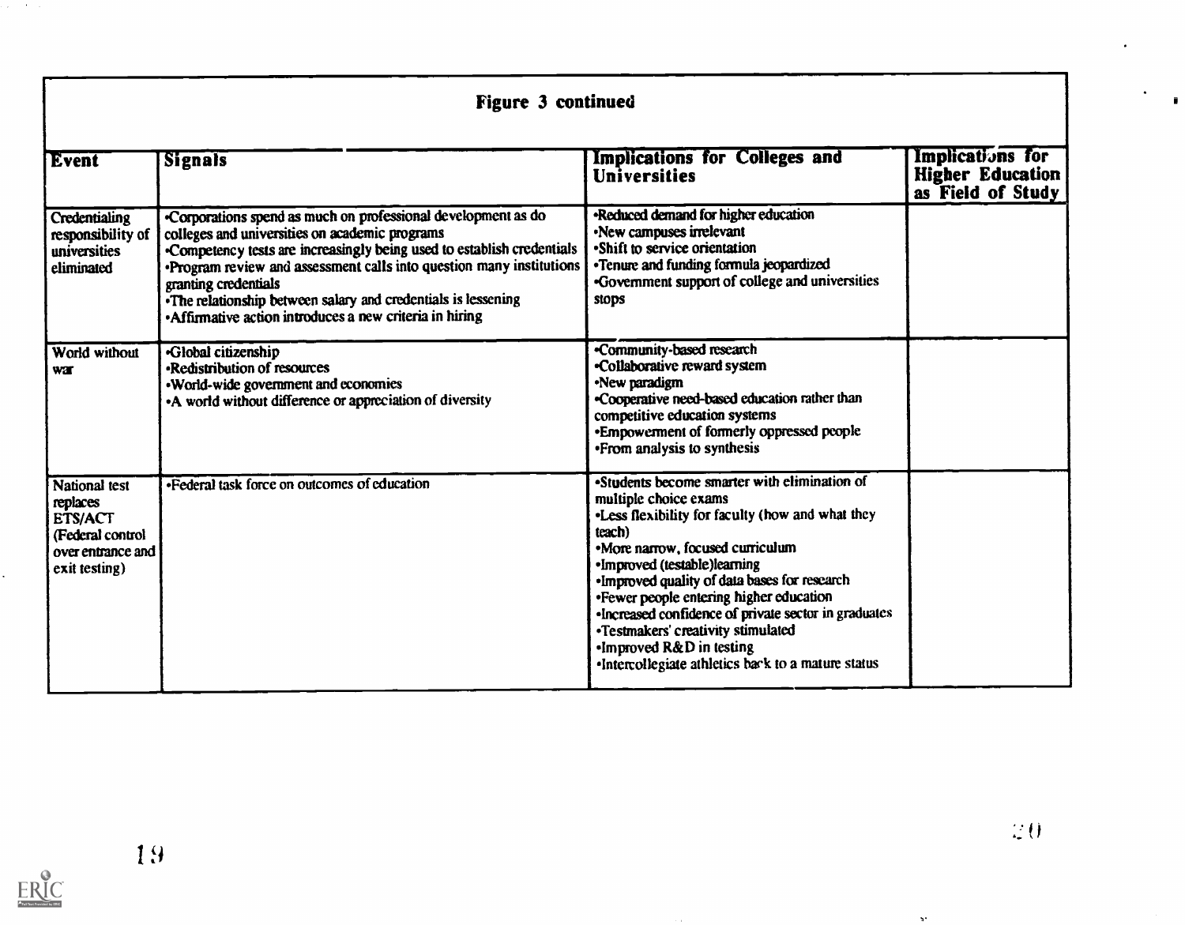| Figure 3 continued | | | |
|---|---|---|---|
| **Event** | **Signals** | **Implications for Colleges and Universities** | **Implications for Higher Education as Field of Study** |
| Credentialing responsibility of universities eliminated | •Corporations spend as much on professional development as do colleges and universities on academic programs<br>•Competency tests are increasingly being used to establish credentials<br>•Program review and assessment calls into question many institutions granting credentials<br>•The relationship between salary and credentials is lessening<br>•Affirmative action introduces a new criteria in hiring | •Reduced demand for higher education<br>•New campuses irrelevant<br>•Shift to service orientation<br>•Tenure and funding formula jeopardized<br>•Government support of college and universities stops | |
| World without war | •Global citizenship<br>•Redistribution of resources<br>•World-wide government and economies<br>•A world without difference or appreciation of diversity | •Community-based research<br>•Collaborative reward system<br>•New paradigm<br>•Cooperative need-based education rather than competitive education systems<br>•Empowerment of formerly oppressed people<br>•From analysis to synthesis | |
| National test replaces ETS/ACT (Federal control over entrance and exit testing) | •Federal task force on outcomes of education | •Students become smarter with elimination of multiple choice exams<br>•Less flexibility for faculty (how and what they teach)<br>•More narrow, focused curriculum<br>•Improved (testable)learning<br>•Improved quality of data bases for research<br>•Fewer people entering higher education<br>•Increased confidence of private sector in graduates<br>•Testmakers' creativity stimulated<br>•Improved R&D in testing<br>•Intercollegiate athletics back to a mature status | |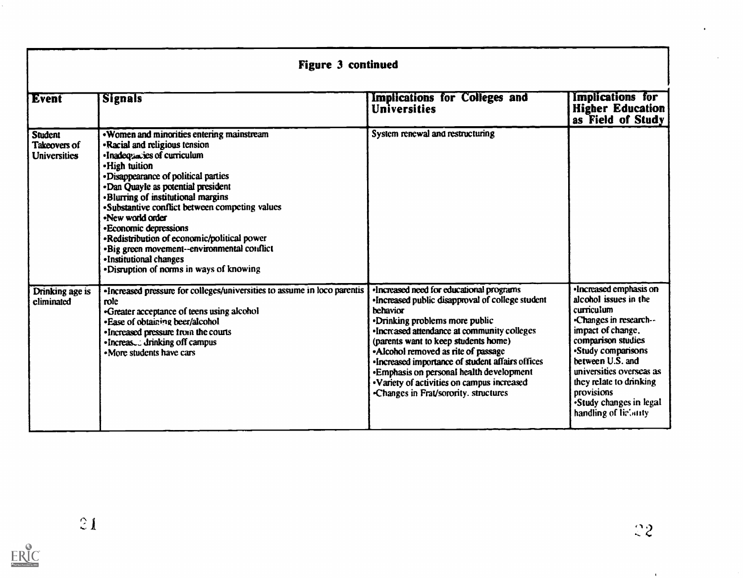## Figure 3 continued

| Event | Signals | Implications for Colleges and Universities | Implications for Higher Education as Field of Study |
|---|---|---|---|
| Student Takeovers of Universities | •Women and minorities entering mainstream<br>•Racial and religious tension<br>•Inadequacies of curriculum<br>•High tuition<br>•Disappearance of political parties<br>•Dan Quayle as potential president<br>•Blurring of institutional margins<br>•Substantive conflict between competing values<br>•New world order<br>•Economic depressions<br>•Redistribution of economic/political power<br>•Big green movement--environmental conflict<br>•Institutional changes<br>•Disruption of norms in ways of knowing | System renewal and restructuring | |
| Drinking age is eliminated | •Increased pressure for colleges/universities to assume in loco parentis role<br>•Greater acceptance of teens using alcohol<br>•Ease of obtaining beer/alcohol<br>•Increased pressure from the courts<br>•Increased drinking off campus<br>•More students have cars | •Increased need for educational programs<br>•Increased public disapproval of college student behavior<br>•Drinking problems more public<br>•Increased attendance at community colleges (parents want to keep students home)<br>•Alcohol removed as rite of passage<br>•Increased importance of student affairs offices<br>•Emphasis on personal health development<br>•Variety of activities on campus increased<br>•Changes in Frat/sorority. structures | •Increased emphasis on alcohol issues in the curriculum<br>•Changes in research--impact of change, comparison studies<br>•Study comparisons between U.S. and universities overseas as they relate to drinking provisions<br>•Study changes in legal handling of liability |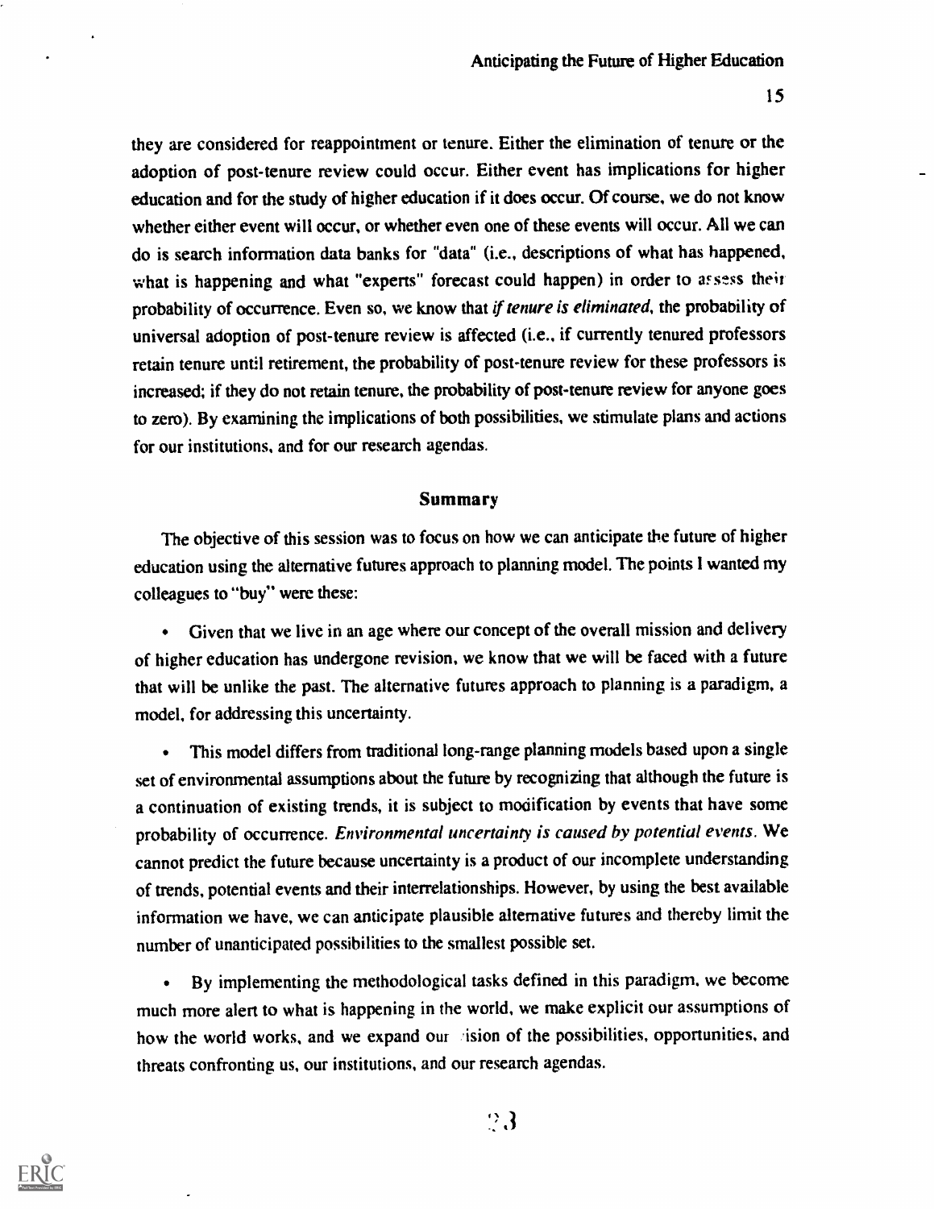they are considered for reappointment or tenure. Either the elimination of tenure or the adoption of post-tenure review could occur. Either event has implications for higher education and for the study of higher education if it does occur. Of course, we do not know whether either event will occur, or whether even one of these events will occur. All we can do is search information data banks for "data" (i.e., descriptions of what has happened, what is happening and what "experts" forecast could happen) in order to assess their probability of occurrence. Even so, we know that *if tenure is eliminated*, the probability of universal adoption of post-tenure review is affected (i.e., if currently tenured professors retain tenure until retirement, the probability of post-tenure review for these professors is increased; if they do not retain tenure, the probability of post-tenure review for anyone goes to zero). By examining the implications of both possibilities, we stimulate plans and actions for our institutions, and for our research agendas.

## Summary

The objective of this session was to focus on how we can anticipate the future of higher education using the alternative futures approach to planning model. The points I wanted my colleagues to "buy" were these:

- Given that we live in an age where our concept of the overall mission and delivery of higher education has undergone revision, we know that we will be faced with a future that will be unlike the past. The alternative futures approach to planning is a paradigm, a model, for addressing this uncertainty.

- This model differs from traditional long-range planning models based upon a single set of environmental assumptions about the future by recognizing that although the future is a continuation of existing trends, it is subject to modification by events that have some probability of occurrence. *Environmental uncertainty is caused by potential events.* We cannot predict the future because uncertainty is a product of our incomplete understanding of trends, potential events and their interrelationships. However, by using the best available information we have, we can anticipate plausible alternative futures and thereby limit the number of unanticipated possibilities to the smallest possible set.

- By implementing the methodological tasks defined in this paradigm, we become much more alert to what is happening in the world, we make explicit our assumptions of how the world works, and we expand our vision of the possibilities, opportunities, and threats confronting us, our institutions, and our research agendas.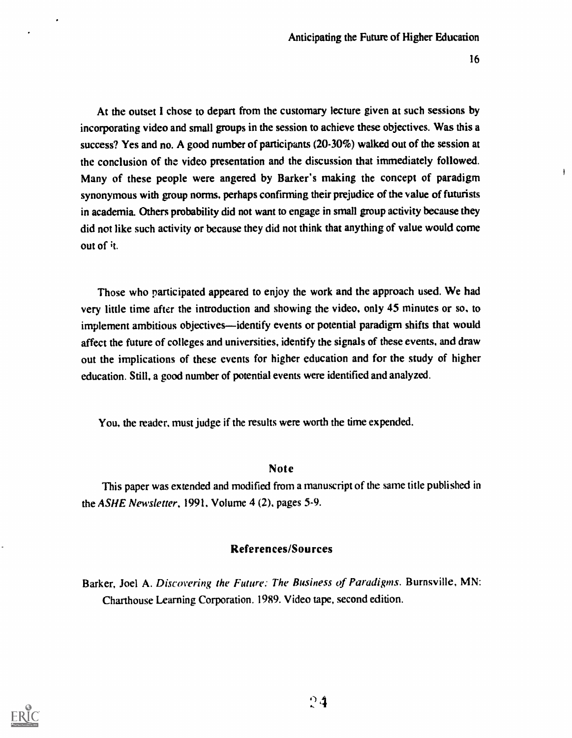At the outset I chose to depart from the customary lecture given at such sessions by incorporating video and small groups in the session to achieve these objectives. Was this a success? Yes and no. A good number of participants (20-30%) walked out of the session at the conclusion of the video presentation and the discussion that immediately followed. Many of these people were angered by Barker's making the concept of paradigm synonymous with group norms, perhaps confirming their prejudice of the value of futurists in academia. Others probability did not want to engage in small group activity because they did not like such activity or because they did not think that anything of value would come out of it.

Those who participated appeared to enjoy the work and the approach used. We had very little time after the introduction and showing the video, only 45 minutes or so, to implement ambitious objectives—identify events or potential paradigm shifts that would affect the future of colleges and universities, identify the signals of these events, and draw out the implications of these events for higher education and for the study of higher education. Still, a good number of potential events were identified and analyzed.

You, the reader, must judge if the results were worth the time expended.

## Note

This paper was extended and modified from a manuscript of the same title published in the *ASHE Newsletter*, 1991, Volume 4 (2), pages 5-9.

## References/Sources

Barker, Joel A. *Discovering the Future: The Business of Paradigms*. Burnsville, MN: Charthouse Learning Corporation. 1989. Video tape, second edition.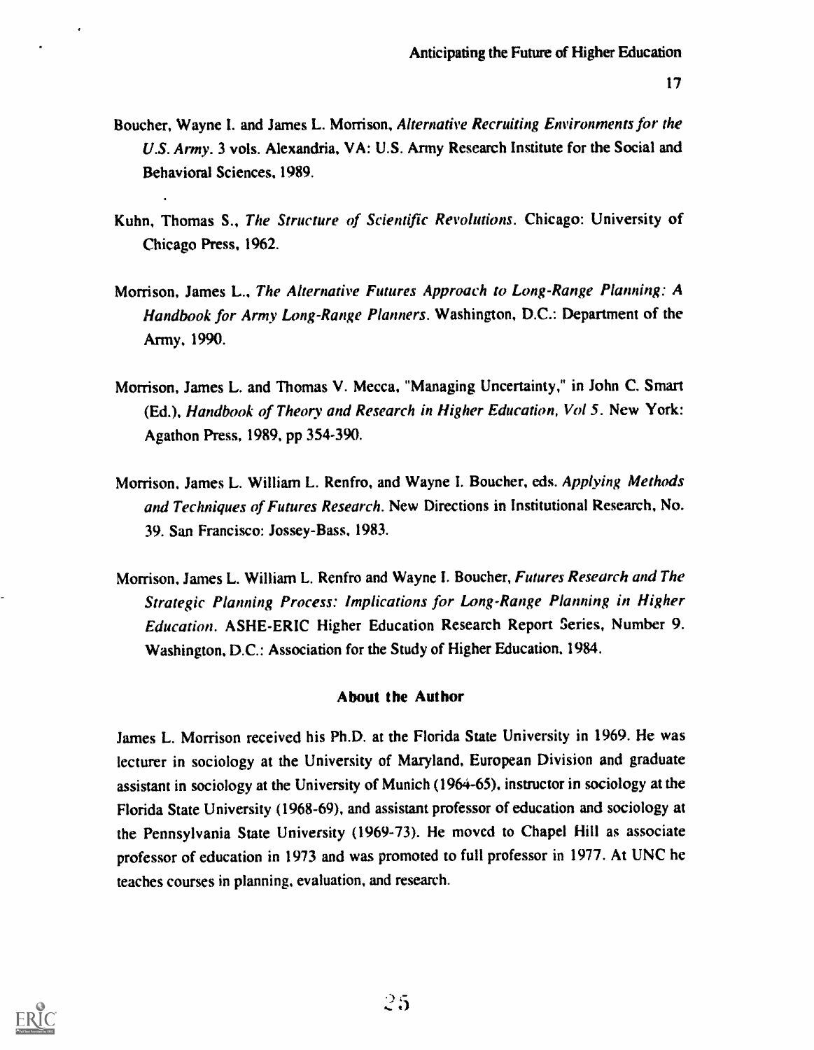Boucher, Wayne I. and James L. Morrison, *Alternative Recruiting Environments for the U.S. Army*. 3 vols. Alexandria, VA: U.S. Army Research Institute for the Social and Behavioral Sciences, 1989.

Kuhn, Thomas S., *The Structure of Scientific Revolutions*. Chicago: University of Chicago Press, 1962.

Morrison, James L., *The Alternative Futures Approach to Long-Range Planning: A Handbook for Army Long-Range Planners*. Washington, D.C.: Department of the Army, 1990.

Morrison, James L. and Thomas V. Mecca, "Managing Uncertainty," in John C. Smart (Ed.), *Handbook of Theory and Research in Higher Education, Vol 5*. New York: Agathon Press, 1989, pp 354-390.

Morrison, James L. William L. Renfro, and Wayne I. Boucher, eds. *Applying Methods and Techniques of Futures Research*. New Directions in Institutional Research, No. 39. San Francisco: Jossey-Bass, 1983.

Morrison, James L. William L. Renfro and Wayne I. Boucher, *Futures Research and The Strategic Planning Process: Implications for Long-Range Planning in Higher Education*. ASHE-ERIC Higher Education Research Report Series, Number 9. Washington, D.C.: Association for the Study of Higher Education, 1984.

## About the Author

James L. Morrison received his Ph.D. at the Florida State University in 1969. He was lecturer in sociology at the University of Maryland, European Division and graduate assistant in sociology at the University of Munich (1964-65), instructor in sociology at the Florida State University (1968-69), and assistant professor of education and sociology at the Pennsylvania State University (1969-73). He moved to Chapel Hill as associate professor of education in 1973 and was promoted to full professor in 1977. At UNC he teaches courses in planning, evaluation, and research.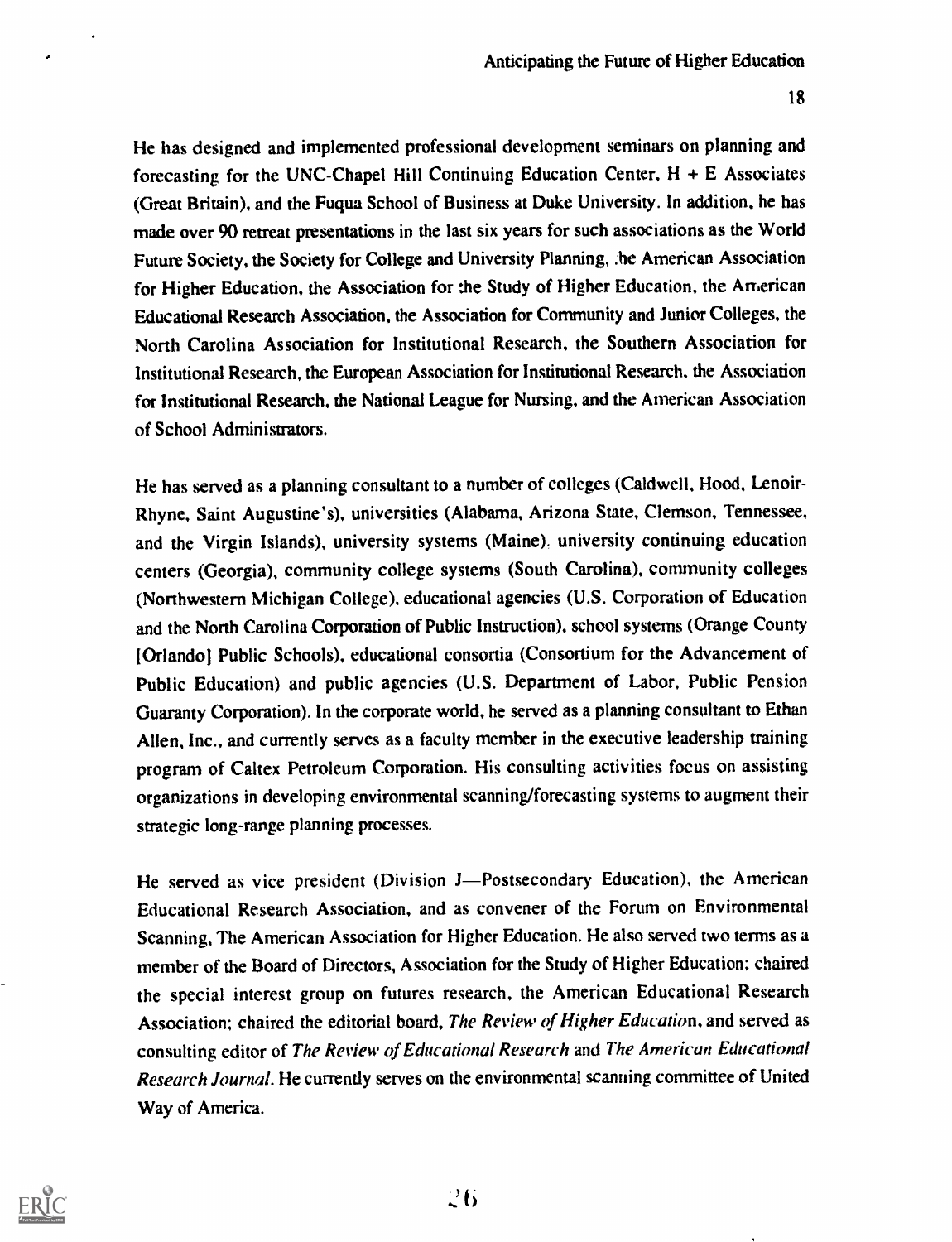He has designed and implemented professional development seminars on planning and forecasting for the UNC-Chapel Hill Continuing Education Center, H + E Associates (Great Britain), and the Fuqua School of Business at Duke University. In addition, he has made over 90 retreat presentations in the last six years for such associations as the World Future Society, the Society for College and University Planning, the American Association for Higher Education, the Association for the Study of Higher Education, the American Educational Research Association, the Association for Community and Junior Colleges, the North Carolina Association for Institutional Research, the Southern Association for Institutional Research, the European Association for Institutional Research, the Association for Institutional Research, the National League for Nursing, and the American Association of School Administrators.

He has served as a planning consultant to a number of colleges (Caldwell, Hood, Lenoir-Rhyne, Saint Augustine's), universities (Alabama, Arizona State, Clemson, Tennessee, and the Virgin Islands), university systems (Maine), university continuing education centers (Georgia), community college systems (South Carolina), community colleges (Northwestern Michigan College), educational agencies (U.S. Corporation of Education and the North Carolina Corporation of Public Instruction), school systems (Orange County [Orlando] Public Schools), educational consortia (Consortium for the Advancement of Public Education) and public agencies (U.S. Department of Labor, Public Pension Guaranty Corporation). In the corporate world, he served as a planning consultant to Ethan Allen, Inc., and currently serves as a faculty member in the executive leadership training program of Caltex Petroleum Corporation. His consulting activities focus on assisting organizations in developing environmental scanning/forecasting systems to augment their strategic long-range planning processes.

He served as vice president (Division J—Postsecondary Education), the American Educational Research Association, and as convener of the Forum on Environmental Scanning, The American Association for Higher Education. He also served two terms as a member of the Board of Directors, Association for the Study of Higher Education; chaired the special interest group on futures research, the American Educational Research Association; chaired the editorial board, *The Review of Higher Education*, and served as consulting editor of *The Review of Educational Research* and *The American Educational Research Journal*. He currently serves on the environmental scanning committee of United Way of America.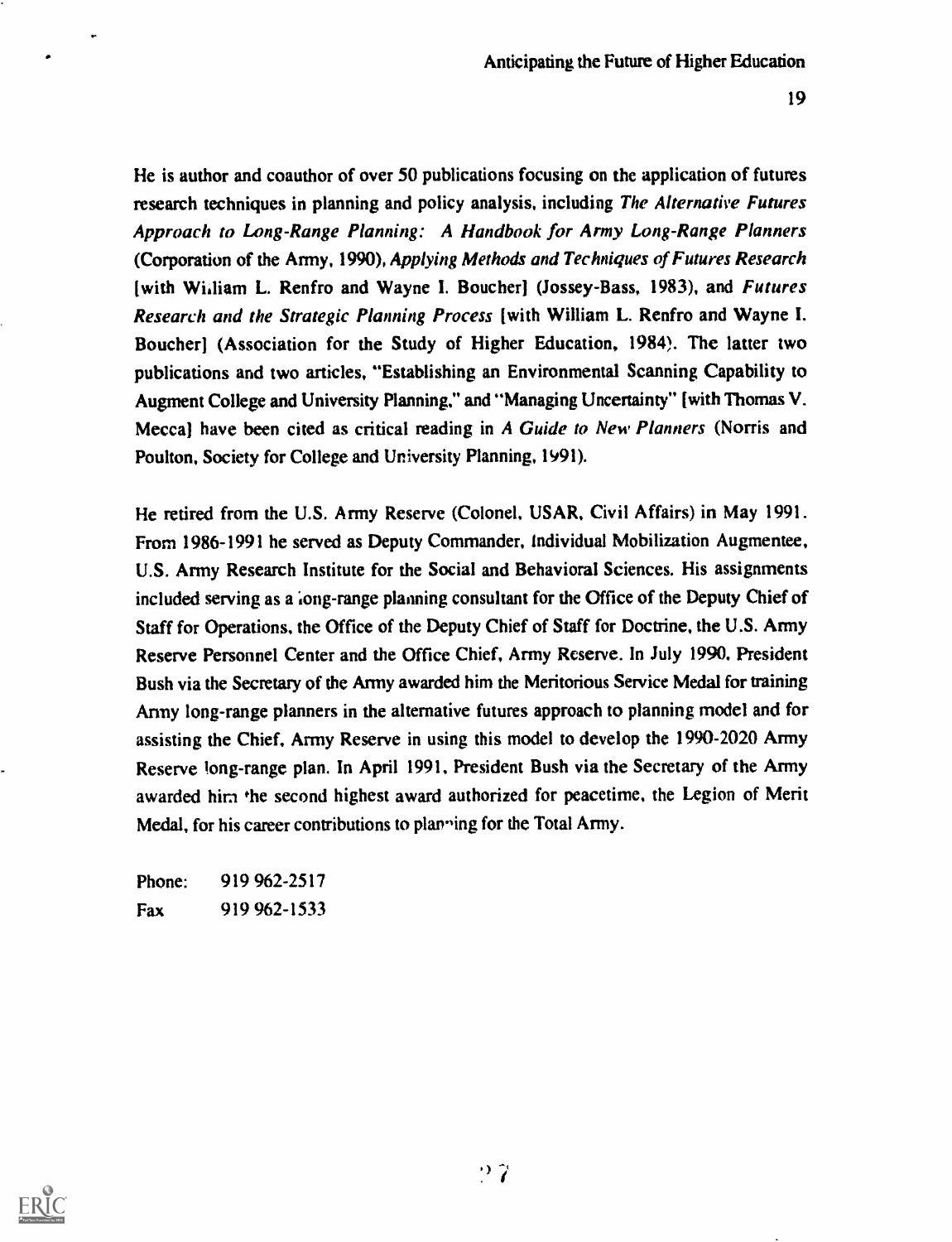He is author and coauthor of over 50 publications focusing on the application of futures research techniques in planning and policy analysis, including *The Alternative Futures Approach to Long-Range Planning: A Handbook for Army Long-Range Planners* (Corporation of the Army, 1990), *Applying Methods and Techniques of Futures Research* [with William L. Renfro and Wayne I. Boucher] (Jossey-Bass, 1983), and *Futures Research and the Strategic Planning Process* [with William L. Renfro and Wayne I. Boucher] (Association for the Study of Higher Education, 1984). The latter two publications and two articles, "Establishing an Environmental Scanning Capability to Augment College and University Planning," and "Managing Uncertainty" [with Thomas V. Mecca] have been cited as critical reading in *A Guide to New Planners* (Norris and Poulton, Society for College and University Planning, 1991).

He retired from the U.S. Army Reserve (Colonel, USAR, Civil Affairs) in May 1991. From 1986-1991 he served as Deputy Commander, Individual Mobilization Augmentee, U.S. Army Research Institute for the Social and Behavioral Sciences. His assignments included serving as a long-range planning consultant for the Office of the Deputy Chief of Staff for Operations, the Office of the Deputy Chief of Staff for Doctrine, the U.S. Army Reserve Personnel Center and the Office Chief, Army Reserve. In July 1990, President Bush via the Secretary of the Army awarded him the Meritorious Service Medal for training Army long-range planners in the alternative futures approach to planning model and for assisting the Chief, Army Reserve in using this model to develop the 1990-2020 Army Reserve long-range plan. In April 1991, President Bush via the Secretary of the Army awarded him the second highest award authorized for peacetime, the Legion of Merit Medal, for his career contributions to planning for the Total Army.

Phone: 919 962-2517
Fax 919 962-1533